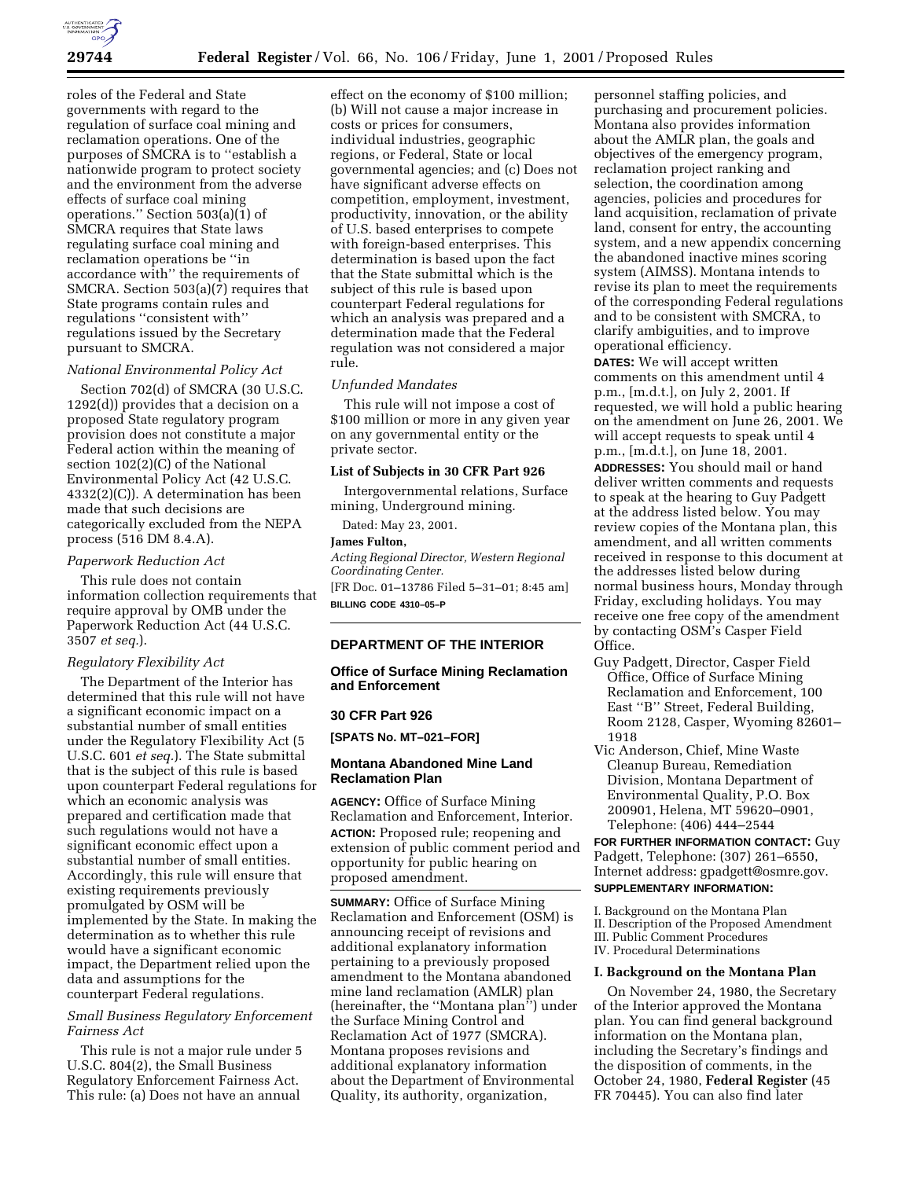roles of the Federal and State governments with regard to the regulation of surface coal mining and reclamation operations. One of the purposes of SMCRA is to ''establish a nationwide program to protect society and the environment from the adverse effects of surface coal mining operations.'' Section 503(a)(1) of SMCRA requires that State laws regulating surface coal mining and reclamation operations be ''in accordance with'' the requirements of SMCRA. Section 503(a)(7) requires that State programs contain rules and regulations ''consistent with'' regulations issued by the Secretary pursuant to SMCRA.

*National Environmental Policy Act*

Section 702(d) of SMCRA (30 U.S.C. 1292(d)) provides that a decision on a proposed State regulatory program provision does not constitute a major Federal action within the meaning of section 102(2)(C) of the National Environmental Policy Act (42 U.S.C. 4332(2)(C)). A determination has been made that such decisions are categorically excluded from the NEPA process (516 DM 8.4.A).

*Paperwork Reduction Act*

This rule does not contain information collection requirements that require approval by OMB under the Paperwork Reduction Act (44 U.S.C. 3507 *et seq.*).

*Regulatory Flexibility Act*

The Department of the Interior has determined that this rule will not have a significant economic impact on a substantial number of small entities under the Regulatory Flexibility Act (5 U.S.C. 601 *et seq.*). The State submittal that is the subject of this rule is based upon counterpart Federal regulations for which an economic analysis was prepared and certification made that such regulations would not have a significant economic effect upon a substantial number of small entities. Accordingly, this rule will ensure that existing requirements previously promulgated by OSM will be implemented by the State. In making the determination as to whether this rule would have a significant economic impact, the Department relied upon the data and assumptions for the counterpart Federal regulations.

*Small Business Regulatory Enforcement Fairness Act*

This rule is not a major rule under 5 U.S.C. 804(2), the Small Business Regulatory Enforcement Fairness Act. This rule: (a) Does not have an annual effect on the economy of $100 million; (b) Will not cause a major increase in costs or prices for consumers, individual industries, geographic regions, or Federal, State or local governmental agencies; and (c) Does not have significant adverse effects on competition, employment, investment, productivity, innovation, or the ability of U.S. based enterprises to compete with foreign-based enterprises. This determination is based upon the fact that the State submittal which is the subject of this rule is based upon counterpart Federal regulations for which an analysis was prepared and a determination made that the Federal regulation was not considered a major rule.

*Unfunded Mandates*

This rule will not impose a cost of $100 million or more in any given year on any governmental entity or the private sector.

**List of Subjects in 30 CFR Part 926**

Intergovernmental relations, Surface mining, Underground mining.

Dated: May 23, 2001.

**James Fulton,**

*Acting Regional Director, Western Regional Coordinating Center.*

[FR Doc. 01–13786 Filed 5–31–01; 8:45 am]

**BILLING CODE 4310–05–P**

---

## DEPARTMENT OF THE INTERIOR

### Office of Surface Mining Reclamation and Enforcement

### 30 CFR Part 926

**[SPATS No. MT–021–FOR]**

### Montana Abandoned Mine Land Reclamation Plan

**AGENCY:** Office of Surface Mining Reclamation and Enforcement, Interior.

**ACTION:** Proposed rule; reopening and extension of public comment period and opportunity for public hearing on proposed amendment.

**SUMMARY:** Office of Surface Mining Reclamation and Enforcement (OSM) is announcing receipt of revisions and additional explanatory information pertaining to a previously proposed amendment to the Montana abandoned mine land reclamation (AMLR) plan (hereinafter, the ''Montana plan'') under the Surface Mining Control and Reclamation Act of 1977 (SMCRA). Montana proposes revisions and additional explanatory information about the Department of Environmental Quality, its authority, organization, personnel staffing policies, and purchasing and procurement policies. Montana also provides information about the AMLR plan, the goals and objectives of the emergency program, reclamation project ranking and selection, the coordination among agencies, policies and procedures for land acquisition, reclamation of private land, consent for entry, the accounting system, and a new appendix concerning the abandoned inactive mines scoring system (AIMSS). Montana intends to revise its plan to meet the requirements of the corresponding Federal regulations and to be consistent with SMCRA, to clarify ambiguities, and to improve operational efficiency.

**DATES:** We will accept written comments on this amendment until 4 p.m., [m.d.t.], on July 2, 2001. If requested, we will hold a public hearing on the amendment on June 26, 2001. We will accept requests to speak until 4 p.m., [m.d.t.], on June 18, 2001.

**ADDRESSES:** You should mail or hand deliver written comments and requests to speak at the hearing to Guy Padgett at the address listed below. You may review copies of the Montana plan, this amendment, and all written comments received in response to this document at the addresses listed below during normal business hours, Monday through Friday, excluding holidays. You may receive one free copy of the amendment by contacting OSM's Casper Field Office.

Guy Padgett, Director, Casper Field Office, Office of Surface Mining Reclamation and Enforcement, 100 East ''B'' Street, Federal Building, Room 2128, Casper, Wyoming 82601–1918

Vic Anderson, Chief, Mine Waste Cleanup Bureau, Remediation Division, Montana Department of Environmental Quality, P.O. Box 200901, Helena, MT 59620–0901, Telephone: (406) 444–2544

**FOR FURTHER INFORMATION CONTACT:** Guy Padgett, Telephone: (307) 261–6550, Internet address: gpadgett@osmre.gov.

**SUPPLEMENTARY INFORMATION:**

I. Background on the Montana Plan
II. Description of the Proposed Amendment
III. Public Comment Procedures
IV. Procedural Determinations

**I. Background on the Montana Plan**

On November 24, 1980, the Secretary of the Interior approved the Montana plan. You can find general background information on the Montana plan, including the Secretary's findings and the disposition of comments, in the October 24, 1980, **Federal Register** (45 FR 70445). You can also find later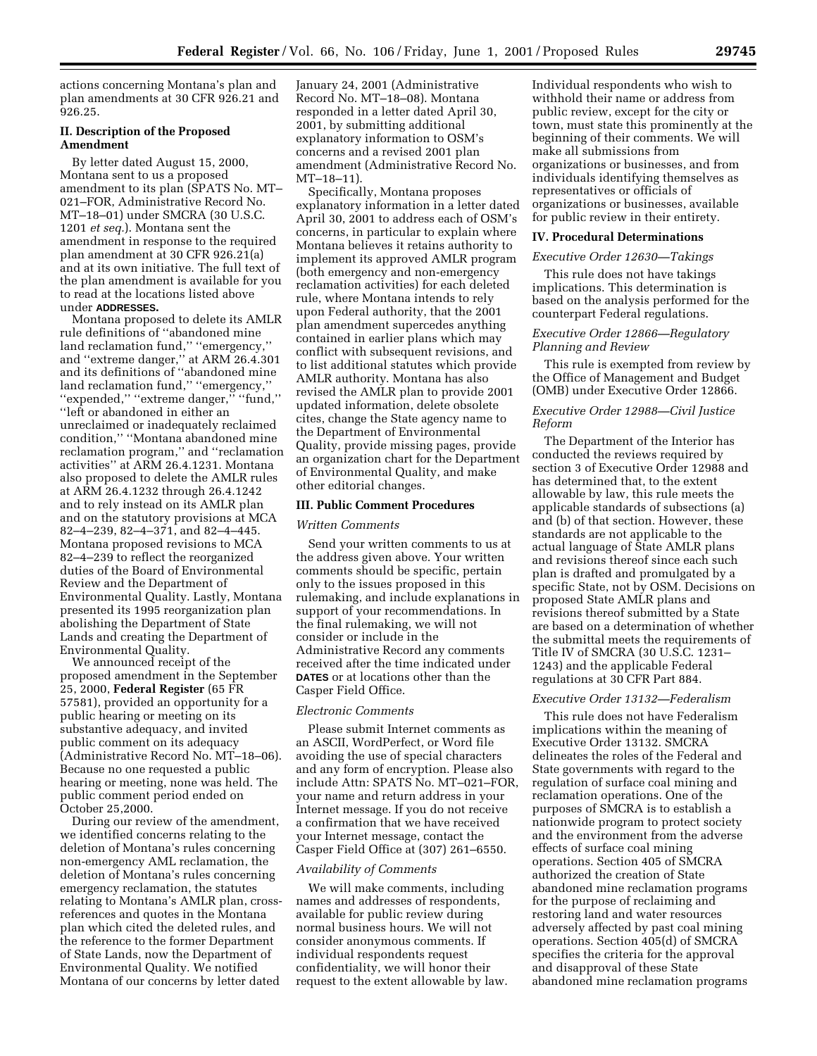actions concerning Montana's plan and plan amendments at 30 CFR 926.21 and 926.25.

## II. Description of the Proposed Amendment

By letter dated August 15, 2000, Montana sent to us a proposed amendment to its plan (SPATS No. MT–021–FOR, Administrative Record No. MT–18–01) under SMCRA (30 U.S.C. 1201 *et seq.*). Montana sent the amendment in response to the required plan amendment at 30 CFR 926.21(a) and at its own initiative. The full text of the plan amendment is available for you to read at the locations listed above under **ADDRESSES.**

Montana proposed to delete its AMLR rule definitions of ''abandoned mine land reclamation fund,'' ''emergency,'' and ''extreme danger,'' at ARM 26.4.301 and its definitions of ''abandoned mine land reclamation fund,'' ''emergency,'' ''expended,'' ''extreme danger,'' ''fund,'' ''left or abandoned in either an unreclaimed or inadequately reclaimed condition,'' ''Montana abandoned mine reclamation program,'' and ''reclamation activities'' at ARM 26.4.1231. Montana also proposed to delete the AMLR rules at ARM 26.4.1232 through 26.4.1242 and to rely instead on its AMLR plan and on the statutory provisions at MCA 82–4–239, 82–4–371, and 82–4–445. Montana proposed revisions to MCA 82–4–239 to reflect the reorganized duties of the Board of Environmental Review and the Department of Environmental Quality. Lastly, Montana presented its 1995 reorganization plan abolishing the Department of State Lands and creating the Department of Environmental Quality.

We announced receipt of the proposed amendment in the September 25, 2000, **Federal Register** (65 FR 57581), provided an opportunity for a public hearing or meeting on its substantive adequacy, and invited public comment on its adequacy (Administrative Record No. MT–18–06). Because no one requested a public hearing or meeting, none was held. The public comment period ended on October 25,2000.

During our review of the amendment, we identified concerns relating to the deletion of Montana's rules concerning non-emergency AML reclamation, the deletion of Montana's rules concerning emergency reclamation, the statutes relating to Montana's AMLR plan, cross-references and quotes in the Montana plan which cited the deleted rules, and the reference to the former Department of State Lands, now the Department of Environmental Quality. We notified Montana of our concerns by letter dated January 24, 2001 (Administrative Record No. MT–18–08). Montana responded in a letter dated April 30, 2001, by submitting additional explanatory information to OSM's concerns and a revised 2001 plan amendment (Administrative Record No. MT–18–11).

Specifically, Montana proposes explanatory information in a letter dated April 30, 2001 to address each of OSM's concerns, in particular to explain where Montana believes it retains authority to implement its approved AMLR program (both emergency and non-emergency reclamation activities) for each deleted rule, where Montana intends to rely upon Federal authority, that the 2001 plan amendment supercedes anything contained in earlier plans which may conflict with subsequent revisions, and to list additional statutes which provide AMLR authority. Montana has also revised the AMLR plan to provide 2001 updated information, delete obsolete cites, change the State agency name to the Department of Environmental Quality, provide missing pages, provide an organization chart for the Department of Environmental Quality, and make other editorial changes.

## III. Public Comment Procedures

### *Written Comments*

Send your written comments to us at the address given above. Your written comments should be specific, pertain only to the issues proposed in this rulemaking, and include explanations in support of your recommendations. In the final rulemaking, we will not consider or include in the Administrative Record any comments received after the time indicated under **DATES** or at locations other than the Casper Field Office.

### *Electronic Comments*

Please submit Internet comments as an ASCII, WordPerfect, or Word file avoiding the use of special characters and any form of encryption. Please also include Attn: SPATS No. MT–021–FOR, your name and return address in your Internet message. If you do not receive a confirmation that we have received your Internet message, contact the Casper Field Office at (307) 261–6550.

### *Availability of Comments*

We will make comments, including names and addresses of respondents, available for public review during normal business hours. We will not consider anonymous comments. If individual respondents request confidentiality, we will honor their request to the extent allowable by law. Individual respondents who wish to withhold their name or address from public review, except for the city or town, must state this prominently at the beginning of their comments. We will make all submissions from organizations or businesses, and from individuals identifying themselves as representatives or officials of organizations or businesses, available for public review in their entirety.

## IV. Procedural Determinations

### *Executive Order 12630—Takings*

This rule does not have takings implications. This determination is based on the analysis performed for the counterpart Federal regulations.

### *Executive Order 12866—Regulatory Planning and Review*

This rule is exempted from review by the Office of Management and Budget (OMB) under Executive Order 12866.

### *Executive Order 12988—Civil Justice Reform*

The Department of the Interior has conducted the reviews required by section 3 of Executive Order 12988 and has determined that, to the extent allowable by law, this rule meets the applicable standards of subsections (a) and (b) of that section. However, these standards are not applicable to the actual language of State AMLR plans and revisions thereof since each such plan is drafted and promulgated by a specific State, not by OSM. Decisions on proposed State AMLR plans and revisions thereof submitted by a State are based on a determination of whether the submittal meets the requirements of Title IV of SMCRA (30 U.S.C. 1231–1243) and the applicable Federal regulations at 30 CFR Part 884.

### *Executive Order 13132—Federalism*

This rule does not have Federalism implications within the meaning of Executive Order 13132. SMCRA delineates the roles of the Federal and State governments with regard to the regulation of surface coal mining and reclamation operations. One of the purposes of SMCRA is to establish a nationwide program to protect society and the environment from the adverse effects of surface coal mining operations. Section 405 of SMCRA authorized the creation of State abandoned mine reclamation programs for the purpose of reclaiming and restoring land and water resources adversely affected by past coal mining operations. Section 405(d) of SMCRA specifies the criteria for the approval and disapproval of these State abandoned mine reclamation programs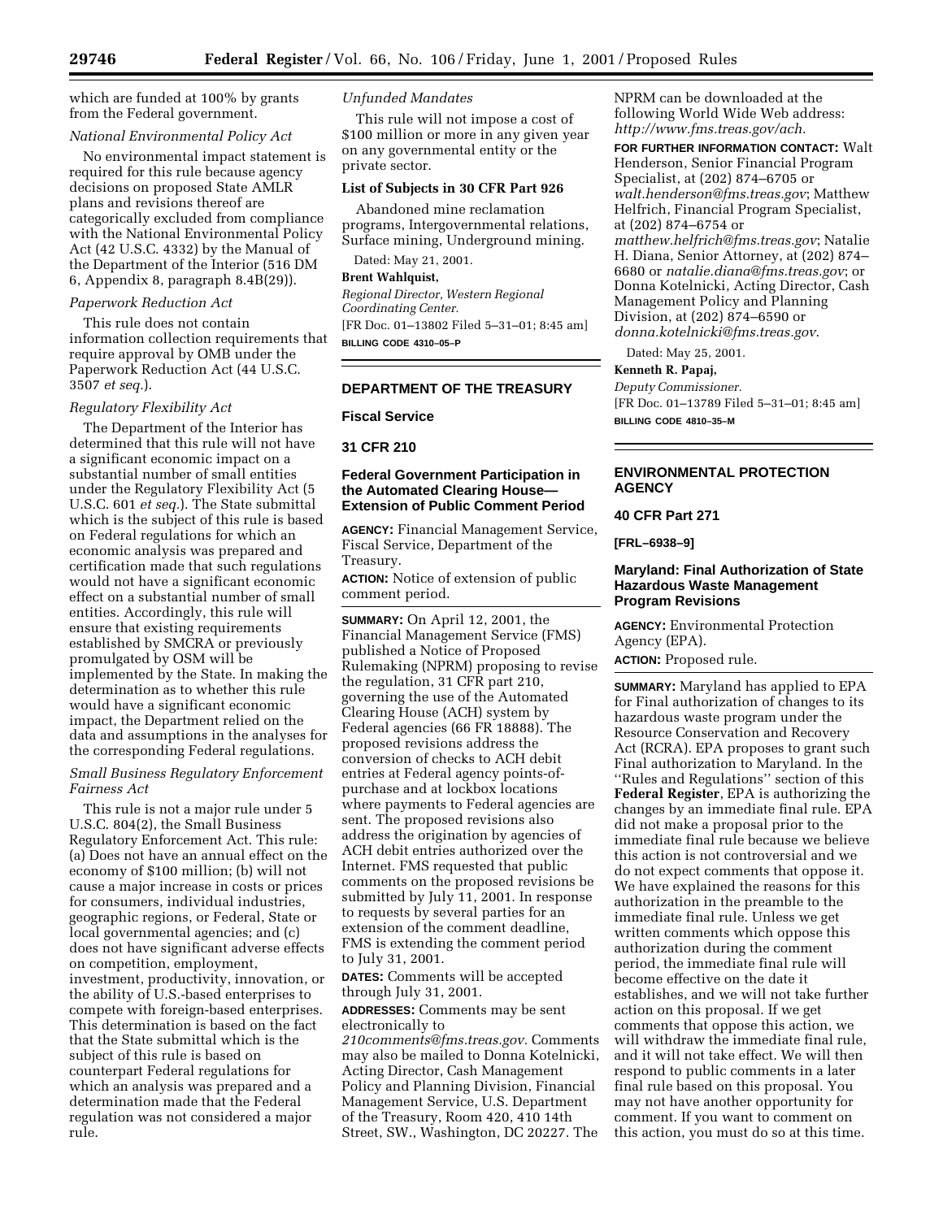which are funded at 100% by grants from the Federal government.

*National Environmental Policy Act*

No environmental impact statement is required for this rule because agency decisions on proposed State AMLR plans and revisions thereof are categorically excluded from compliance with the National Environmental Policy Act (42 U.S.C. 4332) by the Manual of the Department of the Interior (516 DM 6, Appendix 8, paragraph 8.4B(29)).

*Paperwork Reduction Act*

This rule does not contain information collection requirements that require approval by OMB under the Paperwork Reduction Act (44 U.S.C. 3507 *et seq.*).

*Regulatory Flexibility Act*

The Department of the Interior has determined that this rule will not have a significant economic impact on a substantial number of small entities under the Regulatory Flexibility Act (5 U.S.C. 601 *et seq.*). The State submittal which is the subject of this rule is based on Federal regulations for which an economic analysis was prepared and certification made that such regulations would not have a significant economic effect on a substantial number of small entities. Accordingly, this rule will ensure that existing requirements established by SMCRA or previously promulgated by OSM will be implemented by the State. In making the determination as to whether this rule would have a significant economic impact, the Department relied on the data and assumptions in the analyses for the corresponding Federal regulations.

*Small Business Regulatory Enforcement Fairness Act*

This rule is not a major rule under 5 U.S.C. 804(2), the Small Business Regulatory Enforcement Act. This rule: (a) Does not have an annual effect on the economy of $100 million; (b) will not cause a major increase in costs or prices for consumers, individual industries, geographic regions, or Federal, State or local governmental agencies; and (c) does not have significant adverse effects on competition, employment, investment, productivity, innovation, or the ability of U.S.-based enterprises to compete with foreign-based enterprises. This determination is based on the fact that the State submittal which is the subject of this rule is based on counterpart Federal regulations for which an analysis was prepared and a determination made that the Federal regulation was not considered a major rule.

*Unfunded Mandates*

This rule will not impose a cost of $100 million or more in any given year on any governmental entity or the private sector.

**List of Subjects in 30 CFR Part 926**

Abandoned mine reclamation programs, Intergovernmental relations, Surface mining, Underground mining.

Dated: May 21, 2001.

**Brent Wahlquist,**

*Regional Director, Western Regional Coordinating Center.*

[FR Doc. 01–13802 Filed 5–31–01; 8:45 am]

**BILLING CODE 4310–05–P**

---

## DEPARTMENT OF THE TREASURY

### Fiscal Service

### 31 CFR 210

### Federal Government Participation in the Automated Clearing House—Extension of Public Comment Period

**AGENCY:** Financial Management Service, Fiscal Service, Department of the Treasury.

**ACTION:** Notice of extension of public comment period.

**SUMMARY:** On April 12, 2001, the Financial Management Service (FMS) published a Notice of Proposed Rulemaking (NPRM) proposing to revise the regulation, 31 CFR part 210, governing the use of the Automated Clearing House (ACH) system by Federal agencies (66 FR 18888). The proposed revisions address the conversion of checks to ACH debit entries at Federal agency points-of-purchase and at lockbox locations where payments to Federal agencies are sent. The proposed revisions also address the origination by agencies of ACH debit entries authorized over the Internet. FMS requested that public comments on the proposed revisions be submitted by July 11, 2001. In response to requests by several parties for an extension of the comment deadline, FMS is extending the comment period to July 31, 2001.

**DATES:** Comments will be accepted through July 31, 2001.

**ADDRESSES:** Comments may be sent electronically to *210comments@fms.treas.gov.* Comments may also be mailed to Donna Kotelnicki, Acting Director, Cash Management Policy and Planning Division, Financial Management Service, U.S. Department of the Treasury, Room 420, 410 14th Street, SW., Washington, DC 20227. The NPRM can be downloaded at the following World Wide Web address: *http://www.fms.treas.gov/ach.*

**FOR FURTHER INFORMATION CONTACT:** Walt Henderson, Senior Financial Program Specialist, at (202) 874–6705 or *walt.henderson@fms.treas.gov*; Matthew Helfrich, Financial Program Specialist, at (202) 874–6754 or *matthew.helfrich@fms.treas.gov*; Natalie H. Diana, Senior Attorney, at (202) 874–6680 or *natalie.diana@fms.treas.gov*; or Donna Kotelnicki, Acting Director, Cash Management Policy and Planning Division, at (202) 874–6590 or *donna.kotelnicki@fms.treas.gov*.

Dated: May 25, 2001.

**Kenneth R. Papaj,**

*Deputy Commissioner.*

[FR Doc. 01–13789 Filed 5–31–01; 8:45 am]

**BILLING CODE 4810–35–M**

---

## ENVIRONMENTAL PROTECTION AGENCY

### 40 CFR Part 271

### [FRL–6938–9]

### Maryland: Final Authorization of State Hazardous Waste Management Program Revisions

**AGENCY:** Environmental Protection Agency (EPA).

**ACTION:** Proposed rule.

**SUMMARY:** Maryland has applied to EPA for Final authorization of changes to its hazardous waste program under the Resource Conservation and Recovery Act (RCRA). EPA proposes to grant such Final authorization to Maryland. In the ''Rules and Regulations'' section of this **Federal Register**, EPA is authorizing the changes by an immediate final rule. EPA did not make a proposal prior to the immediate final rule because we believe this action is not controversial and we do not expect comments that oppose it. We have explained the reasons for this authorization in the preamble to the immediate final rule. Unless we get written comments which oppose this authorization during the comment period, the immediate final rule will become effective on the date it establishes, and we will not take further action on this proposal. If we get comments that oppose this action, we will withdraw the immediate final rule, and it will not take effect. We will then respond to public comments in a later final rule based on this proposal. You may not have another opportunity for comment. If you want to comment on this action, you must do so at this time.